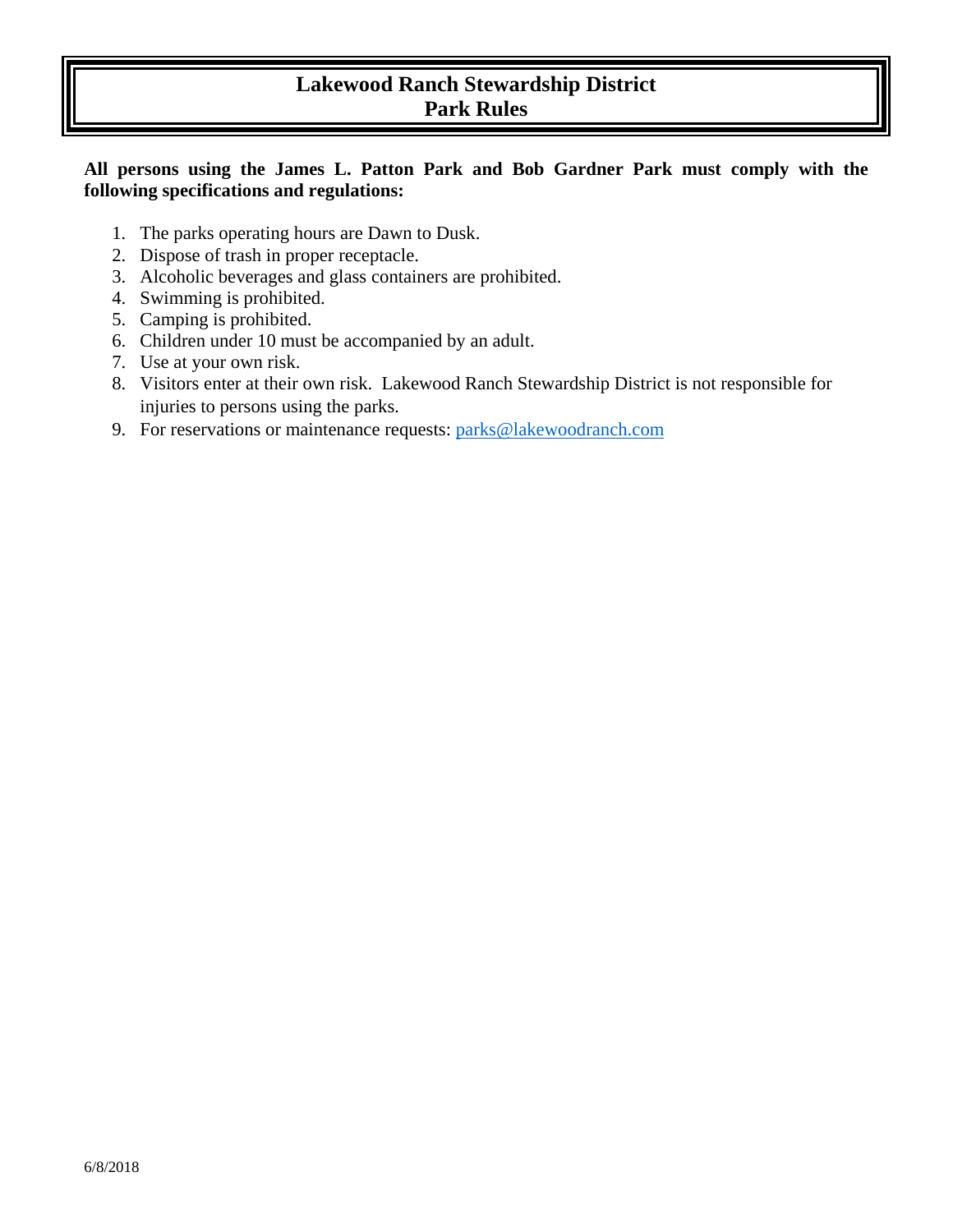# Lakewood Ranch Stewardship District
# Park Rules

**All persons using the James L. Patton Park and Bob Gardner Park must comply with the following specifications and regulations:**

1. The parks operating hours are Dawn to Dusk.
2. Dispose of trash in proper receptacle.
3. Alcoholic beverages and glass containers are prohibited.
4. Swimming is prohibited.
5. Camping is prohibited.
6. Children under 10 must be accompanied by an adult.
7. Use at your own risk.
8. Visitors enter at their own risk. Lakewood Ranch Stewardship District is not responsible for injuries to persons using the parks.
9. For reservations or maintenance requests: parks@lakewoodranch.com

6/8/2018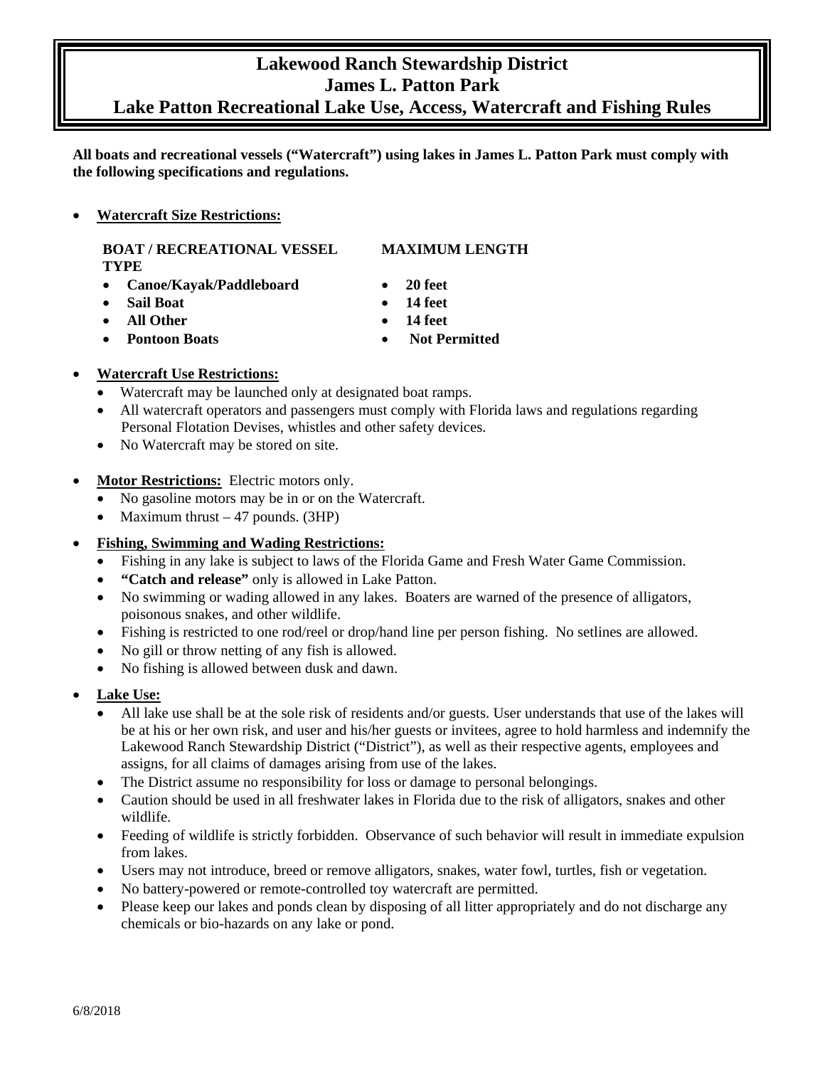# Lakewood Ranch Stewardship District
# James L. Patton Park
# Lake Patton Recreational Lake Use, Access, Watercraft and Fishing Rules

**All boats and recreational vessels ("Watercraft") using lakes in James L. Patton Park must comply with the following specifications and regulations.**

- **Watercraft Size Restrictions:**

| BOAT / RECREATIONAL VESSEL TYPE | MAXIMUM LENGTH |
|---|---|
| Canoe/Kayak/Paddleboard | 20 feet |
| Sail Boat | 14 feet |
| All Other | 14 feet |
| Pontoon Boats | Not Permitted |

- **Watercraft Use Restrictions:**
  - Watercraft may be launched only at designated boat ramps.
  - All watercraft operators and passengers must comply with Florida laws and regulations regarding Personal Flotation Devises, whistles and other safety devices.
  - No Watercraft may be stored on site.

- **Motor Restrictions:** Electric motors only.
  - No gasoline motors may be in or on the Watercraft.
  - Maximum thrust – 47 pounds. (3HP)

- **Fishing, Swimming and Wading Restrictions:**
  - Fishing in any lake is subject to laws of the Florida Game and Fresh Water Game Commission.
  - **"Catch and release"** only is allowed in Lake Patton.
  - No swimming or wading allowed in any lakes. Boaters are warned of the presence of alligators, poisonous snakes, and other wildlife.
  - Fishing is restricted to one rod/reel or drop/hand line per person fishing. No setlines are allowed.
  - No gill or throw netting of any fish is allowed.
  - No fishing is allowed between dusk and dawn.

- **Lake Use:**
  - All lake use shall be at the sole risk of residents and/or guests. User understands that use of the lakes will be at his or her own risk, and user and his/her guests or invitees, agree to hold harmless and indemnify the Lakewood Ranch Stewardship District ("District"), as well as their respective agents, employees and assigns, for all claims of damages arising from use of the lakes.
  - The District assume no responsibility for loss or damage to personal belongings.
  - Caution should be used in all freshwater lakes in Florida due to the risk of alligators, snakes and other wildlife.
  - Feeding of wildlife is strictly forbidden. Observance of such behavior will result in immediate expulsion from lakes.
  - Users may not introduce, breed or remove alligators, snakes, water fowl, turtles, fish or vegetation.
  - No battery-powered or remote-controlled toy watercraft are permitted.
  - Please keep our lakes and ponds clean by disposing of all litter appropriately and do not discharge any chemicals or bio-hazards on any lake or pond.

6/8/2018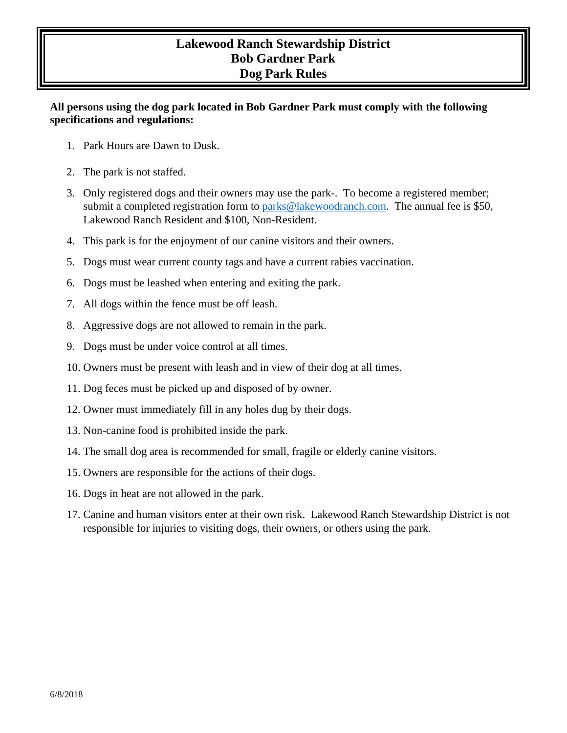# Lakewood Ranch Stewardship District
# Bob Gardner Park
# Dog Park Rules

**All persons using the dog park located in Bob Gardner Park must comply with the following specifications and regulations:**

1. Park Hours are Dawn to Dusk.
2. The park is not staffed.
3. Only registered dogs and their owners may use the park-. To become a registered member; submit a completed registration form to parks@lakewoodranch.com. The annual fee is $50, Lakewood Ranch Resident and $100, Non-Resident.
4. This park is for the enjoyment of our canine visitors and their owners.
5. Dogs must wear current county tags and have a current rabies vaccination.
6. Dogs must be leashed when entering and exiting the park.
7. All dogs within the fence must be off leash.
8. Aggressive dogs are not allowed to remain in the park.
9. Dogs must be under voice control at all times.
10. Owners must be present with leash and in view of their dog at all times.
11. Dog feces must be picked up and disposed of by owner.
12. Owner must immediately fill in any holes dug by their dogs.
13. Non-canine food is prohibited inside the park.
14. The small dog area is recommended for small, fragile or elderly canine visitors.
15. Owners are responsible for the actions of their dogs.
16. Dogs in heat are not allowed in the park.
17. Canine and human visitors enter at their own risk. Lakewood Ranch Stewardship District is not responsible for injuries to visiting dogs, their owners, or others using the park.

6/8/2018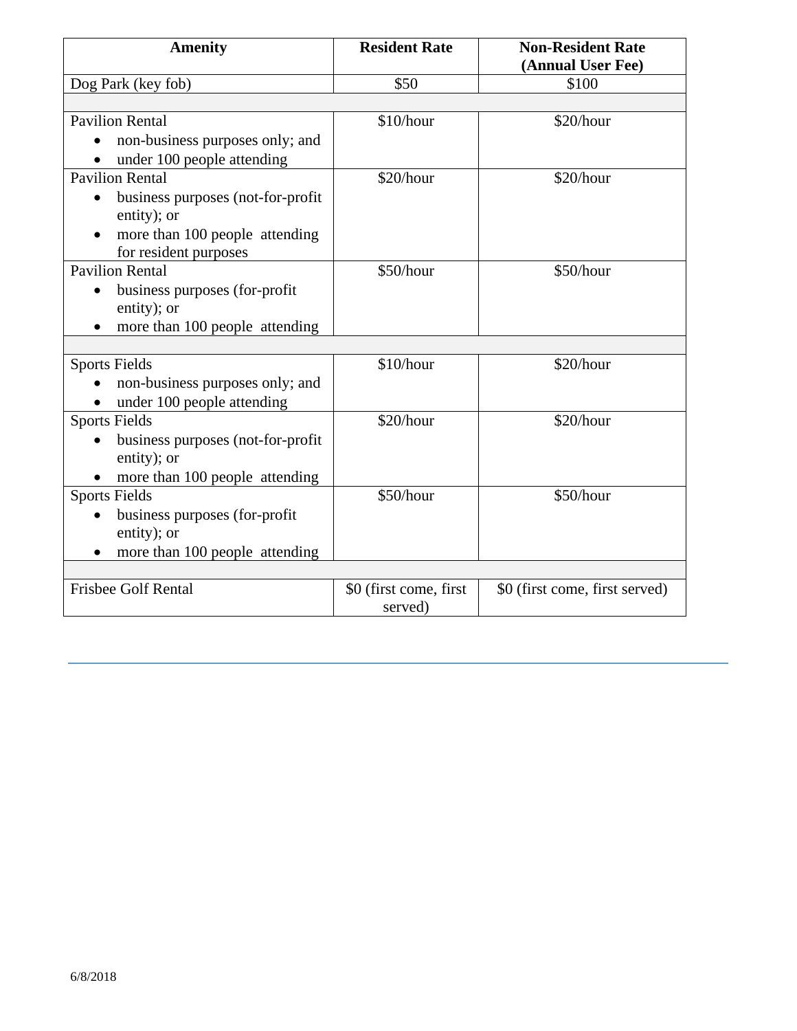| Amenity | Resident Rate | Non-Resident Rate (Annual User Fee) |
|---|---|---|
| Dog Park (key fob) | $50 | $100 |
| | | |
| Pavilion Rental<br>• non-business purposes only; and<br>• under 100 people attending | $10/hour | $20/hour |
| Pavilion Rental<br>• business purposes (not-for-profit entity); or<br>• more than 100 people attending for resident purposes | $20/hour | $20/hour |
| Pavilion Rental<br>• business purposes (for-profit entity); or<br>• more than 100 people attending | $50/hour | $50/hour |
| | | |
| Sports Fields<br>• non-business purposes only; and<br>• under 100 people attending | $10/hour | $20/hour |
| Sports Fields<br>• business purposes (not-for-profit entity); or<br>• more than 100 people attending | $20/hour | $20/hour |
| Sports Fields<br>• business purposes (for-profit entity); or<br>• more than 100 people attending | $50/hour | $50/hour |
| | | |
| Frisbee Golf Rental | $0 (first come, first served) | $0 (first come, first served) |

6/8/2018